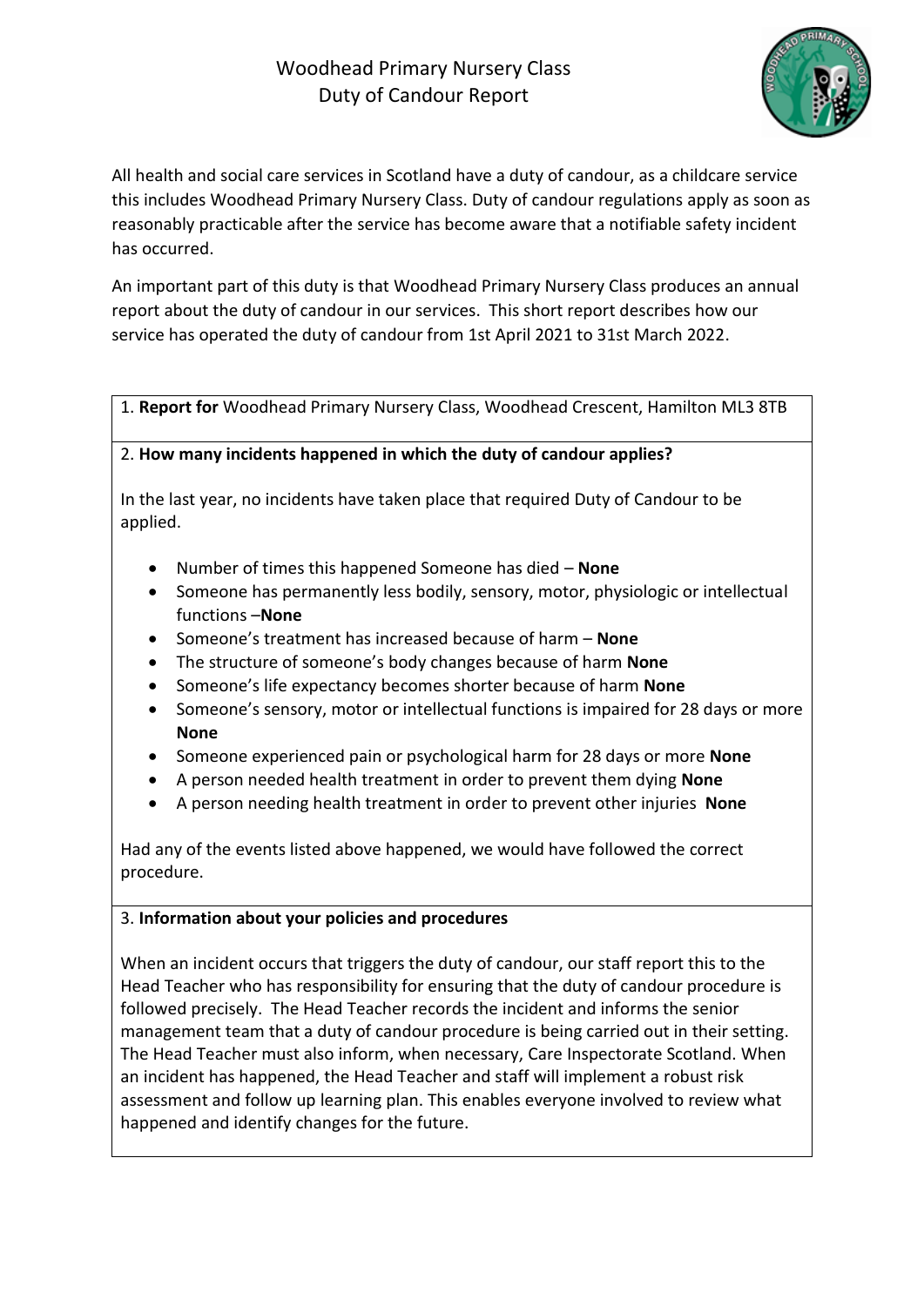# Woodhead Primary Nursery Class
# Duty of Candour Report

All health and social care services in Scotland have a duty of candour, as a childcare service this includes Woodhead Primary Nursery Class. Duty of candour regulations apply as soon as reasonably practicable after the service has become aware that a notifiable safety incident has occurred.

An important part of this duty is that Woodhead Primary Nursery Class produces an annual report about the duty of candour in our services. This short report describes how our service has operated the duty of candour from 1st April 2021 to 31st March 2022.

1. **Report for** Woodhead Primary Nursery Class, Woodhead Crescent, Hamilton ML3 8TB

2. **How many incidents happened in which the duty of candour applies?**

In the last year, no incidents have taken place that required Duty of Candour to be applied.

- Number of times this happened Someone has died – **None**
- Someone has permanently less bodily, sensory, motor, physiologic or intellectual functions –**None**
- Someone's treatment has increased because of harm – **None**
- The structure of someone's body changes because of harm **None**
- Someone's life expectancy becomes shorter because of harm **None**
- Someone's sensory, motor or intellectual functions is impaired for 28 days or more **None**
- Someone experienced pain or psychological harm for 28 days or more **None**
- A person needed health treatment in order to prevent them dying **None**
- A person needing health treatment in order to prevent other injuries **None**

Had any of the events listed above happened, we would have followed the correct procedure.

3. **Information about your policies and procedures**

When an incident occurs that triggers the duty of candour, our staff report this to the Head Teacher who has responsibility for ensuring that the duty of candour procedure is followed precisely. The Head Teacher records the incident and informs the senior management team that a duty of candour procedure is being carried out in their setting. The Head Teacher must also inform, when necessary, Care Inspectorate Scotland. When an incident has happened, the Head Teacher and staff will implement a robust risk assessment and follow up learning plan. This enables everyone involved to review what happened and identify changes for the future.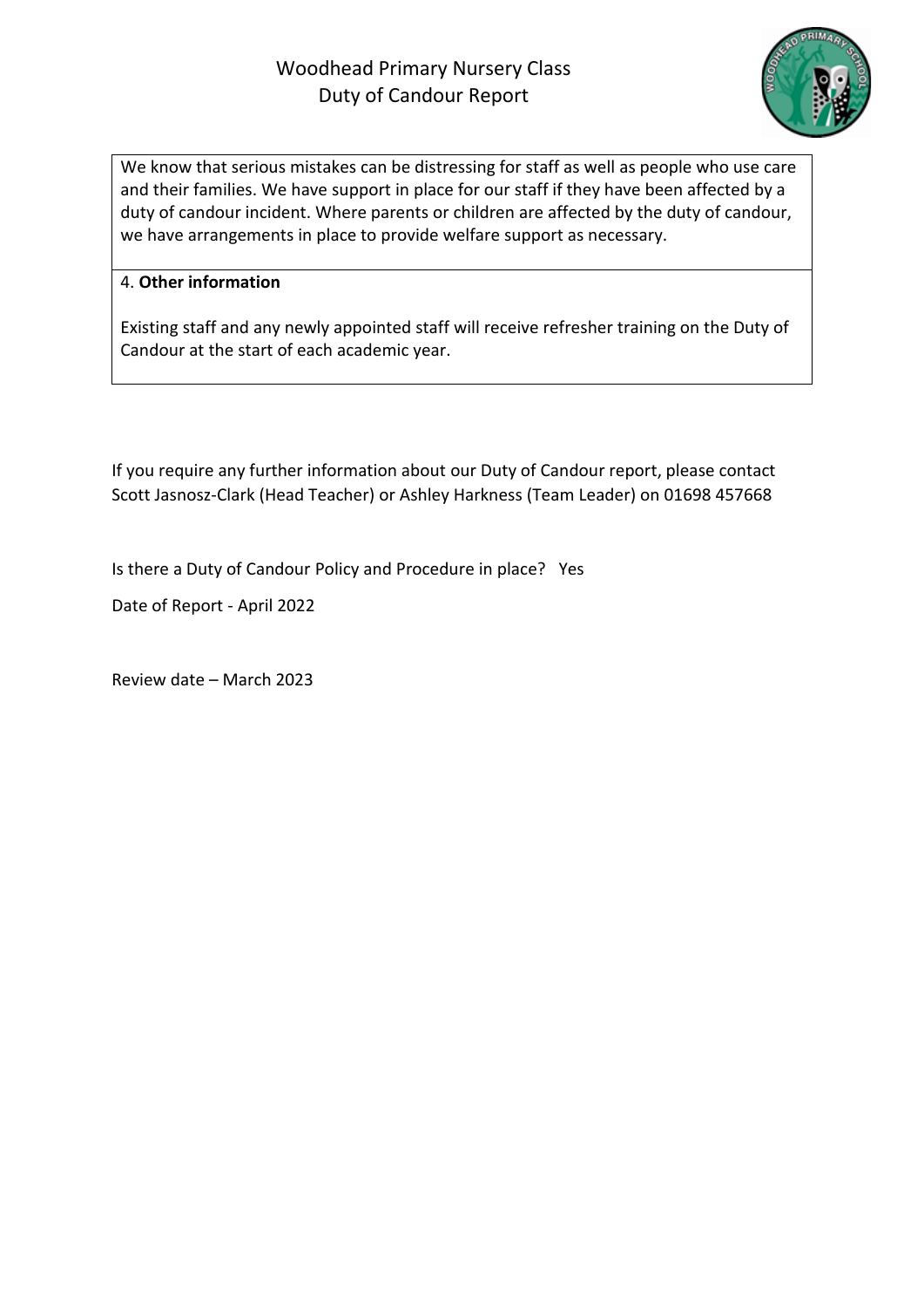We know that serious mistakes can be distressing for staff as well as people who use care and their families. We have support in place for our staff if they have been affected by a duty of candour incident. Where parents or children are affected by the duty of candour, we have arrangements in place to provide welfare support as necessary.

4. **Other information**

Existing staff and any newly appointed staff will receive refresher training on the Duty of Candour at the start of each academic year.

If you require any further information about our Duty of Candour report, please contact Scott Jasnosz-Clark (Head Teacher) or Ashley Harkness (Team Leader) on 01698 457668

Is there a Duty of Candour Policy and Procedure in place? Yes

Date of Report - April 2022

Review date – March 2023